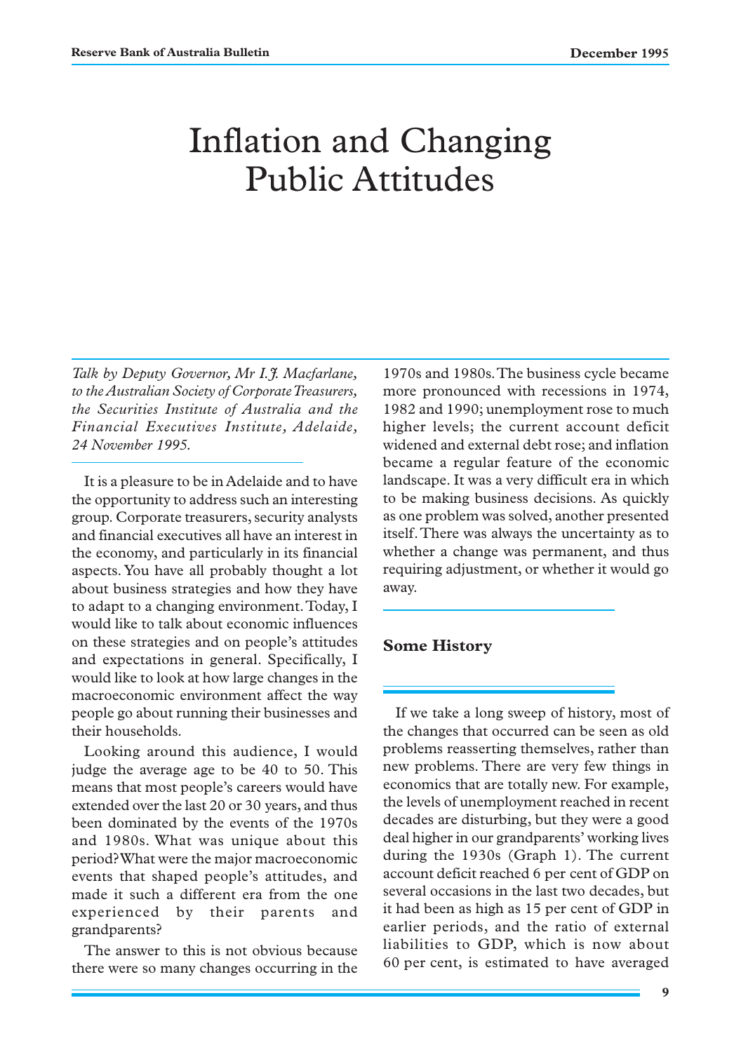# Inflation and Changing Public Attitudes

*Talk by Deputy Governor, Mr I.J. Macfarlane, to the Australian Society of Corporate Treasurers, the Securities Institute of Australia and the Financial Executives Institute, Adelaide, 24 November 1995.*

It is a pleasure to be in Adelaide and to have the opportunity to address such an interesting group. Corporate treasurers, security analysts and financial executives all have an interest in the economy, and particularly in its financial aspects. You have all probably thought a lot about business strategies and how they have to adapt to a changing environment. Today, I would like to talk about economic influences on these strategies and on people's attitudes and expectations in general. Specifically, I would like to look at how large changes in the macroeconomic environment affect the way people go about running their businesses and their households.

Looking around this audience, I would judge the average age to be 40 to 50. This means that most people's careers would have extended over the last 20 or 30 years, and thus been dominated by the events of the 1970s and 1980s. What was unique about this period? What were the major macroeconomic events that shaped people's attitudes, and made it such a different era from the one experienced by their parents and grandparents?

The answer to this is not obvious because there were so many changes occurring in the 1970s and 1980s. The business cycle became more pronounced with recessions in 1974, 1982 and 1990; unemployment rose to much higher levels; the current account deficit widened and external debt rose; and inflation became a regular feature of the economic landscape. It was a very difficult era in which to be making business decisions. As quickly as one problem was solved, another presented itself. There was always the uncertainty as to whether a change was permanent, and thus requiring adjustment, or whether it would go away.

## Some History

If we take a long sweep of history, most of the changes that occurred can be seen as old problems reasserting themselves, rather than new problems. There are very few things in economics that are totally new. For example, the levels of unemployment reached in recent decades are disturbing, but they were a good deal higher in our grandparents' working lives during the 1930s (Graph 1). The current account deficit reached 6 per cent of GDP on several occasions in the last two decades, but it had been as high as 15 per cent of GDP in earlier periods, and the ratio of external liabilities to GDP, which is now about 60 per cent, is estimated to have averaged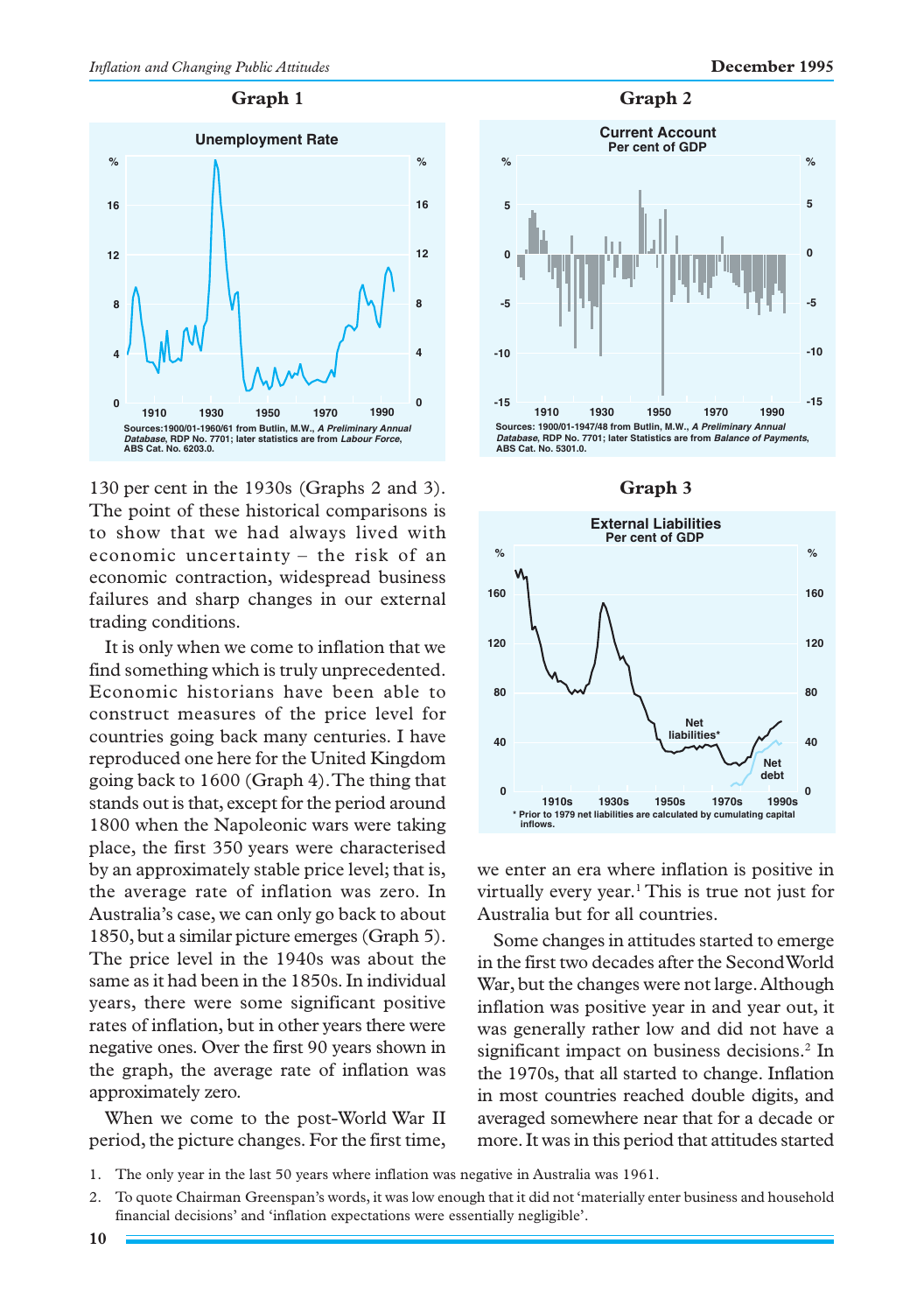**Graph 1**

Unemployment Rate

Sources: 1900/01-1960/61 from Butlin, M.W., *A Preliminary Annual Database*, RDP No. 7701; later statistics are from *Labour Force*, ABS Cat. No. 6203.0.

**Graph 2**

Current Account
Per cent of GDP

Sources: 1900/01-1947/48 from Butlin, M.W., *A Preliminary Annual Database*, RDP No. 7701; later Statistics are from *Balance of Payments*, ABS Cat. No. 5301.0.

130 per cent in the 1930s (Graphs 2 and 3). The point of these historical comparisons is to show that we had always lived with economic uncertainty – the risk of an economic contraction, widespread business failures and sharp changes in our external trading conditions.

It is only when we come to inflation that we find something which is truly unprecedented. Economic historians have been able to construct measures of the price level for countries going back many centuries. I have reproduced one here for the United Kingdom going back to 1600 (Graph 4). The thing that stands out is that, except for the period around 1800 when the Napoleonic wars were taking place, the first 350 years were characterised by an approximately stable price level; that is, the average rate of inflation was zero. In Australia's case, we can only go back to about 1850, but a similar picture emerges (Graph 5). The price level in the 1940s was about the same as it had been in the 1850s. In individual years, there were some significant positive rates of inflation, but in other years there were negative ones. Over the first 90 years shown in the graph, the average rate of inflation was approximately zero.

When we come to the post-World War II period, the picture changes. For the first time, we enter an era where inflation is positive in virtually every year.[1] This is true not just for Australia but for all countries.

**Graph 3**

External Liabilities
Per cent of GDP

\* Prior to 1979 net liabilities are calculated by cumulating capital inflows.

Some changes in attitudes started to emerge in the first two decades after the Second World War, but the changes were not large. Although inflation was positive year in and year out, it was generally rather low and did not have a significant impact on business decisions.[2] In the 1970s, that all started to change. Inflation in most countries reached double digits, and averaged somewhere near that for a decade or more. It was in this period that attitudes started

1. The only year in the last 50 years where inflation was negative in Australia was 1961.
2. To quote Chairman Greenspan's words, it was low enough that it did not 'materially enter business and household financial decisions' and 'inflation expectations were essentially negligible'.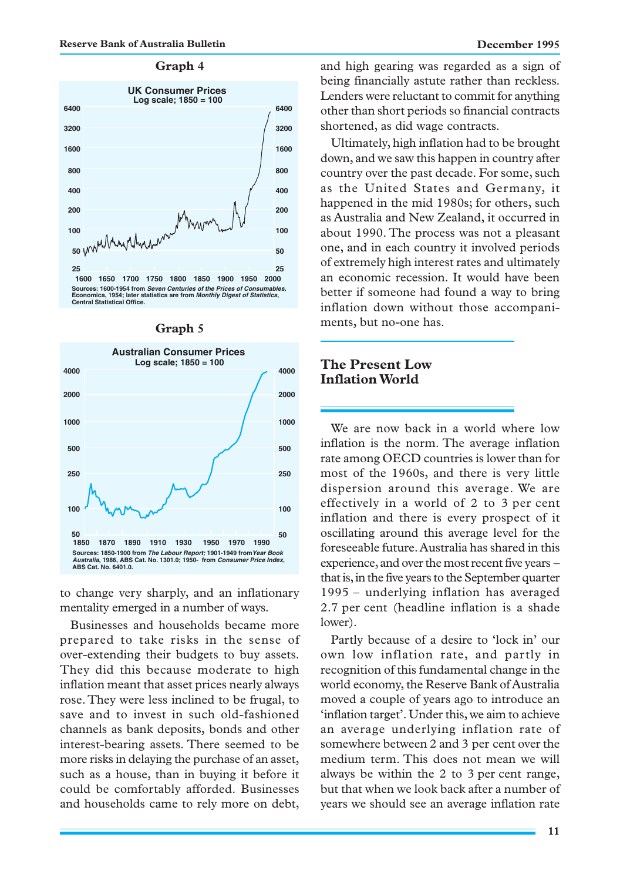**Graph 4**

UK Consumer Prices
Log scale; 1850 = 100

Sources: 1600-1954 from *Seven Centuries of the Prices of Consumables*, Economica, 1954; later statistics are from *Monthly Digest of Statistics*, Central Statistical Office.

**Graph 5**

Australian Consumer Prices
Log scale; 1850 = 100

Sources: 1850-1900 from *The Labour Report;* 1901-1949 from *Year Book Australia*, 1986, ABS Cat. No. 1301.0; 1950- from *Consumer Price Index*, ABS Cat. No. 6401.0.

to change very sharply, and an inflationary mentality emerged in a number of ways.

Businesses and households became more prepared to take risks in the sense of over-extending their budgets to buy assets. They did this because moderate to high inflation meant that asset prices nearly always rose. They were less inclined to be frugal, to save and to invest in such old-fashioned channels as bank deposits, bonds and other interest-bearing assets. There seemed to be more risks in delaying the purchase of an asset, such as a house, than in buying it before it could be comfortably afforded. Businesses and households came to rely more on debt, and high gearing was regarded as a sign of being financially astute rather than reckless. Lenders were reluctant to commit for anything other than short periods so financial contracts shortened, as did wage contracts.

Ultimately, high inflation had to be brought down, and we saw this happen in country after country over the past decade. For some, such as the United States and Germany, it happened in the mid 1980s; for others, such as Australia and New Zealand, it occurred in about 1990. The process was not a pleasant one, and in each country it involved periods of extremely high interest rates and ultimately an economic recession. It would have been better if someone had found a way to bring inflation down without those accompaniments, but no-one has.

## The Present Low Inflation World

We are now back in a world where low inflation is the norm. The average inflation rate among OECD countries is lower than for most of the 1960s, and there is very little dispersion around this average. We are effectively in a world of 2 to 3 per cent inflation and there is every prospect of it oscillating around this average level for the foreseeable future. Australia has shared in this experience, and over the most recent five years – that is, in the five years to the September quarter 1995 – underlying inflation has averaged 2.7 per cent (headline inflation is a shade lower).

Partly because of a desire to 'lock in' our own low inflation rate, and partly in recognition of this fundamental change in the world economy, the Reserve Bank of Australia moved a couple of years ago to introduce an 'inflation target'. Under this, we aim to achieve an average underlying inflation rate of somewhere between 2 and 3 per cent over the medium term. This does not mean we will always be within the 2 to 3 per cent range, but that when we look back after a number of years we should see an average inflation rate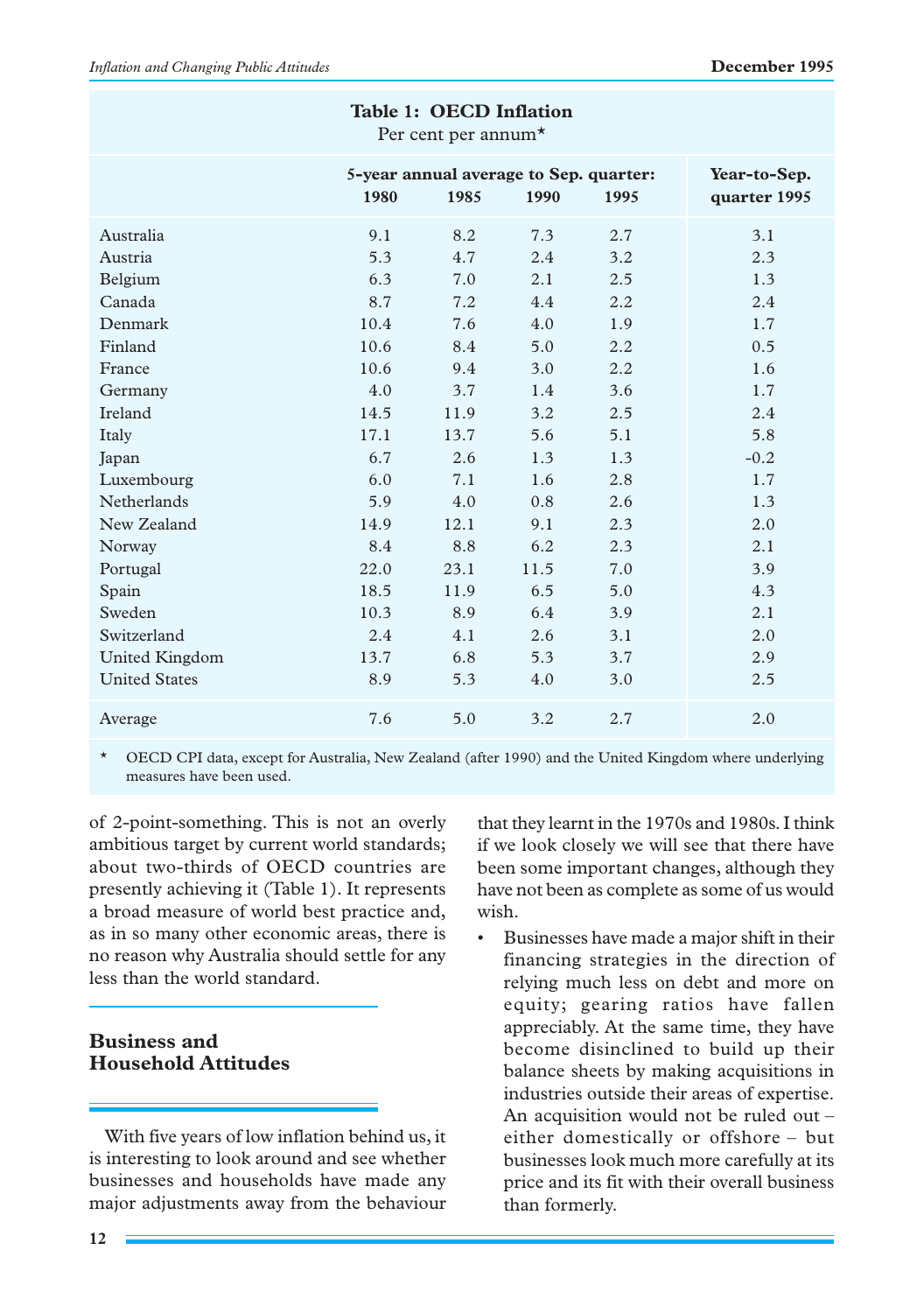**Table 1: OECD Inflation**
Per cent per annum*

| | 5-year annual average to Sep. quarter: 1980 | 1985 | 1990 | 1995 | Year-to-Sep. quarter 1995 |
|---|---|---|---|---|---|
| Australia | 9.1 | 8.2 | 7.3 | 2.7 | 3.1 |
| Austria | 5.3 | 4.7 | 2.4 | 3.2 | 2.3 |
| Belgium | 6.3 | 7.0 | 2.1 | 2.5 | 1.3 |
| Canada | 8.7 | 7.2 | 4.4 | 2.2 | 2.4 |
| Denmark | 10.4 | 7.6 | 4.0 | 1.9 | 1.7 |
| Finland | 10.6 | 8.4 | 5.0 | 2.2 | 0.5 |
| France | 10.6 | 9.4 | 3.0 | 2.2 | 1.6 |
| Germany | 4.0 | 3.7 | 1.4 | 3.6 | 1.7 |
| Ireland | 14.5 | 11.9 | 3.2 | 2.5 | 2.4 |
| Italy | 17.1 | 13.7 | 5.6 | 5.1 | 5.8 |
| Japan | 6.7 | 2.6 | 1.3 | 1.3 | -0.2 |
| Luxembourg | 6.0 | 7.1 | 1.6 | 2.8 | 1.7 |
| Netherlands | 5.9 | 4.0 | 0.8 | 2.6 | 1.3 |
| New Zealand | 14.9 | 12.1 | 9.1 | 2.3 | 2.0 |
| Norway | 8.4 | 8.8 | 6.2 | 2.3 | 2.1 |
| Portugal | 22.0 | 23.1 | 11.5 | 7.0 | 3.9 |
| Spain | 18.5 | 11.9 | 6.5 | 5.0 | 4.3 |
| Sweden | 10.3 | 8.9 | 6.4 | 3.9 | 2.1 |
| Switzerland | 2.4 | 4.1 | 2.6 | 3.1 | 2.0 |
| United Kingdom | 13.7 | 6.8 | 5.3 | 3.7 | 2.9 |
| United States | 8.9 | 5.3 | 4.0 | 3.0 | 2.5 |
| Average | 7.6 | 5.0 | 3.2 | 2.7 | 2.0 |

\* OECD CPI data, except for Australia, New Zealand (after 1990) and the United Kingdom where underlying measures have been used.

of 2-point-something. This is not an overly ambitious target by current world standards; about two-thirds of OECD countries are presently achieving it (Table 1). It represents a broad measure of world best practice and, as in so many other economic areas, there is no reason why Australia should settle for any less than the world standard.

## Business and Household Attitudes

With five years of low inflation behind us, it is interesting to look around and see whether businesses and households have made any major adjustments away from the behaviour that they learnt in the 1970s and 1980s. I think if we look closely we will see that there have been some important changes, although they have not been as complete as some of us would wish.

- Businesses have made a major shift in their financing strategies in the direction of relying much less on debt and more on equity; gearing ratios have fallen appreciably. At the same time, they have become disinclined to build up their balance sheets by making acquisitions in industries outside their areas of expertise. An acquisition would not be ruled out – either domestically or offshore – but businesses look much more carefully at its price and its fit with their overall business than formerly.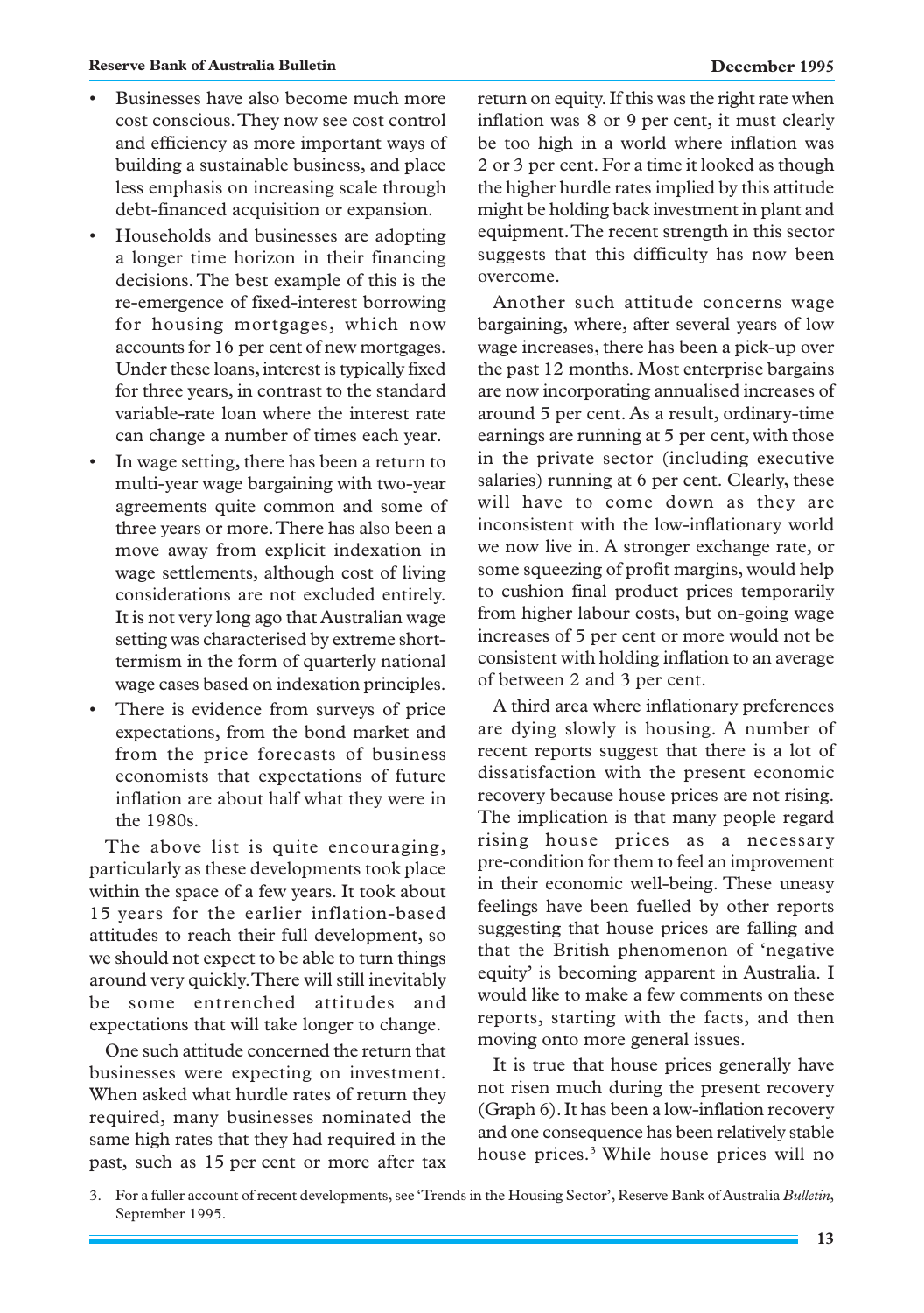- Businesses have also become much more cost conscious. They now see cost control and efficiency as more important ways of building a sustainable business, and place less emphasis on increasing scale through debt-financed acquisition or expansion.
- Households and businesses are adopting a longer time horizon in their financing decisions. The best example of this is the re-emergence of fixed-interest borrowing for housing mortgages, which now accounts for 16 per cent of new mortgages. Under these loans, interest is typically fixed for three years, in contrast to the standard variable-rate loan where the interest rate can change a number of times each year.
- In wage setting, there has been a return to multi-year wage bargaining with two-year agreements quite common and some of three years or more. There has also been a move away from explicit indexation in wage settlements, although cost of living considerations are not excluded entirely. It is not very long ago that Australian wage setting was characterised by extreme short-termism in the form of quarterly national wage cases based on indexation principles.
- There is evidence from surveys of price expectations, from the bond market and from the price forecasts of business economists that expectations of future inflation are about half what they were in the 1980s.

The above list is quite encouraging, particularly as these developments took place within the space of a few years. It took about 15 years for the earlier inflation-based attitudes to reach their full development, so we should not expect to be able to turn things around very quickly. There will still inevitably be some entrenched attitudes and expectations that will take longer to change.

One such attitude concerned the return that businesses were expecting on investment. When asked what hurdle rates of return they required, many businesses nominated the same high rates that they had required in the past, such as 15 per cent or more after tax return on equity. If this was the right rate when inflation was 8 or 9 per cent, it must clearly be too high in a world where inflation was 2 or 3 per cent. For a time it looked as though the higher hurdle rates implied by this attitude might be holding back investment in plant and equipment. The recent strength in this sector suggests that this difficulty has now been overcome.

Another such attitude concerns wage bargaining, where, after several years of low wage increases, there has been a pick-up over the past 12 months. Most enterprise bargains are now incorporating annualised increases of around 5 per cent. As a result, ordinary-time earnings are running at 5 per cent, with those in the private sector (including executive salaries) running at 6 per cent. Clearly, these will have to come down as they are inconsistent with the low-inflationary world we now live in. A stronger exchange rate, or some squeezing of profit margins, would help to cushion final product prices temporarily from higher labour costs, but on-going wage increases of 5 per cent or more would not be consistent with holding inflation to an average of between 2 and 3 per cent.

A third area where inflationary preferences are dying slowly is housing. A number of recent reports suggest that there is a lot of dissatisfaction with the present economic recovery because house prices are not rising. The implication is that many people regard rising house prices as a necessary pre-condition for them to feel an improvement in their economic well-being. These uneasy feelings have been fuelled by other reports suggesting that house prices are falling and that the British phenomenon of 'negative equity' is becoming apparent in Australia. I would like to make a few comments on these reports, starting with the facts, and then moving onto more general issues.

It is true that house prices generally have not risen much during the present recovery (Graph 6). It has been a low-inflation recovery and one consequence has been relatively stable house prices.[3] While house prices will no

3. For a fuller account of recent developments, see 'Trends in the Housing Sector', Reserve Bank of Australia *Bulletin*, September 1995.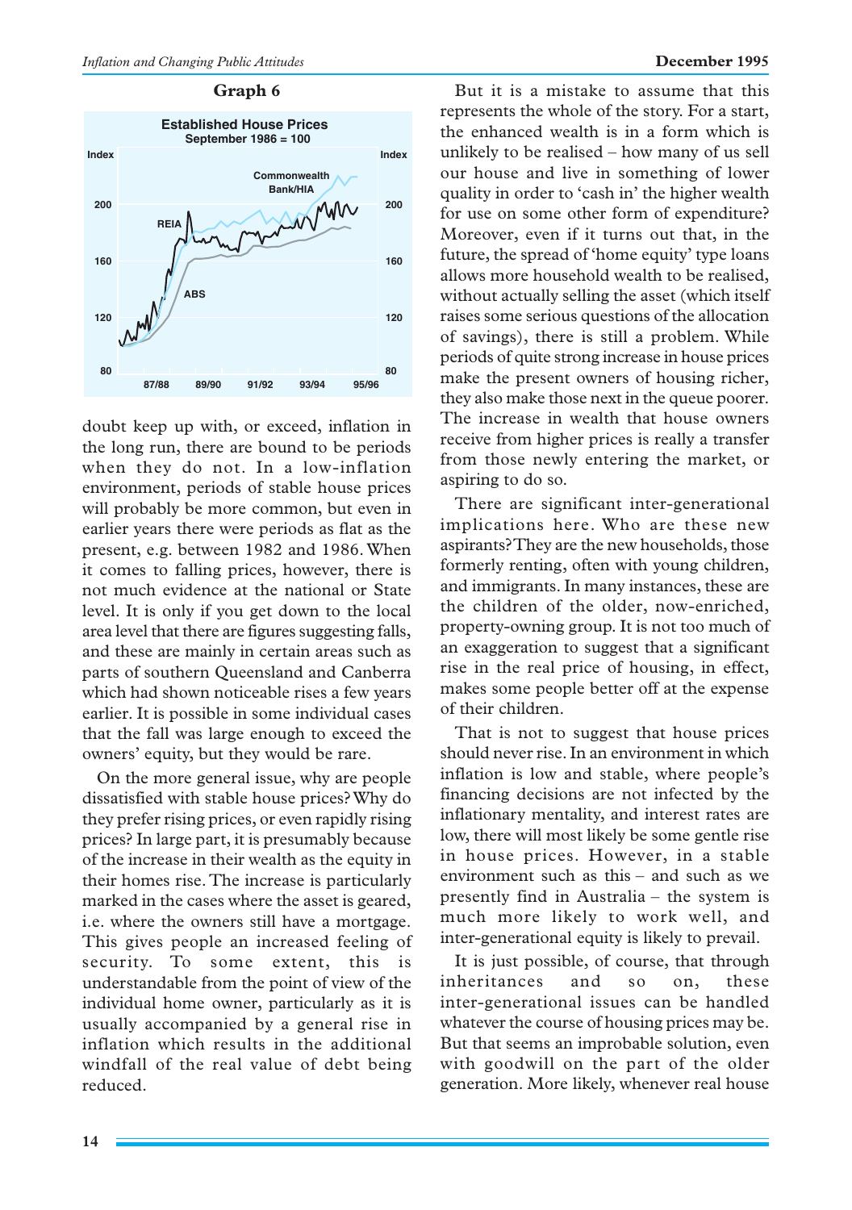**Graph 6**

doubt keep up with, or exceed, inflation in the long run, there are bound to be periods when they do not. In a low-inflation environment, periods of stable house prices will probably be more common, but even in earlier years there were periods as flat as the present, e.g. between 1982 and 1986. When it comes to falling prices, however, there is not much evidence at the national or State level. It is only if you get down to the local area level that there are figures suggesting falls, and these are mainly in certain areas such as parts of southern Queensland and Canberra which had shown noticeable rises a few years earlier. It is possible in some individual cases that the fall was large enough to exceed the owners' equity, but they would be rare.

On the more general issue, why are people dissatisfied with stable house prices? Why do they prefer rising prices, or even rapidly rising prices? In large part, it is presumably because of the increase in their wealth as the equity in their homes rise. The increase is particularly marked in the cases where the asset is geared, i.e. where the owners still have a mortgage. This gives people an increased feeling of security. To some extent, this is understandable from the point of view of the individual home owner, particularly as it is usually accompanied by a general rise in inflation which results in the additional windfall of the real value of debt being reduced.

But it is a mistake to assume that this represents the whole of the story. For a start, the enhanced wealth is in a form which is unlikely to be realised – how many of us sell our house and live in something of lower quality in order to 'cash in' the higher wealth for use on some other form of expenditure? Moreover, even if it turns out that, in the future, the spread of 'home equity' type loans allows more household wealth to be realised, without actually selling the asset (which itself raises some serious questions of the allocation of savings), there is still a problem. While periods of quite strong increase in house prices make the present owners of housing richer, they also make those next in the queue poorer. The increase in wealth that house owners receive from higher prices is really a transfer from those newly entering the market, or aspiring to do so.

There are significant inter-generational implications here. Who are these new aspirants? They are the new households, those formerly renting, often with young children, and immigrants. In many instances, these are the children of the older, now-enriched, property-owning group. It is not too much of an exaggeration to suggest that a significant rise in the real price of housing, in effect, makes some people better off at the expense of their children.

That is not to suggest that house prices should never rise. In an environment in which inflation is low and stable, where people's financing decisions are not infected by the inflationary mentality, and interest rates are low, there will most likely be some gentle rise in house prices. However, in a stable environment such as this – and such as we presently find in Australia – the system is much more likely to work well, and inter-generational equity is likely to prevail.

It is just possible, of course, that through inheritances and so on, these inter-generational issues can be handled whatever the course of housing prices may be. But that seems an improbable solution, even with goodwill on the part of the older generation. More likely, whenever real house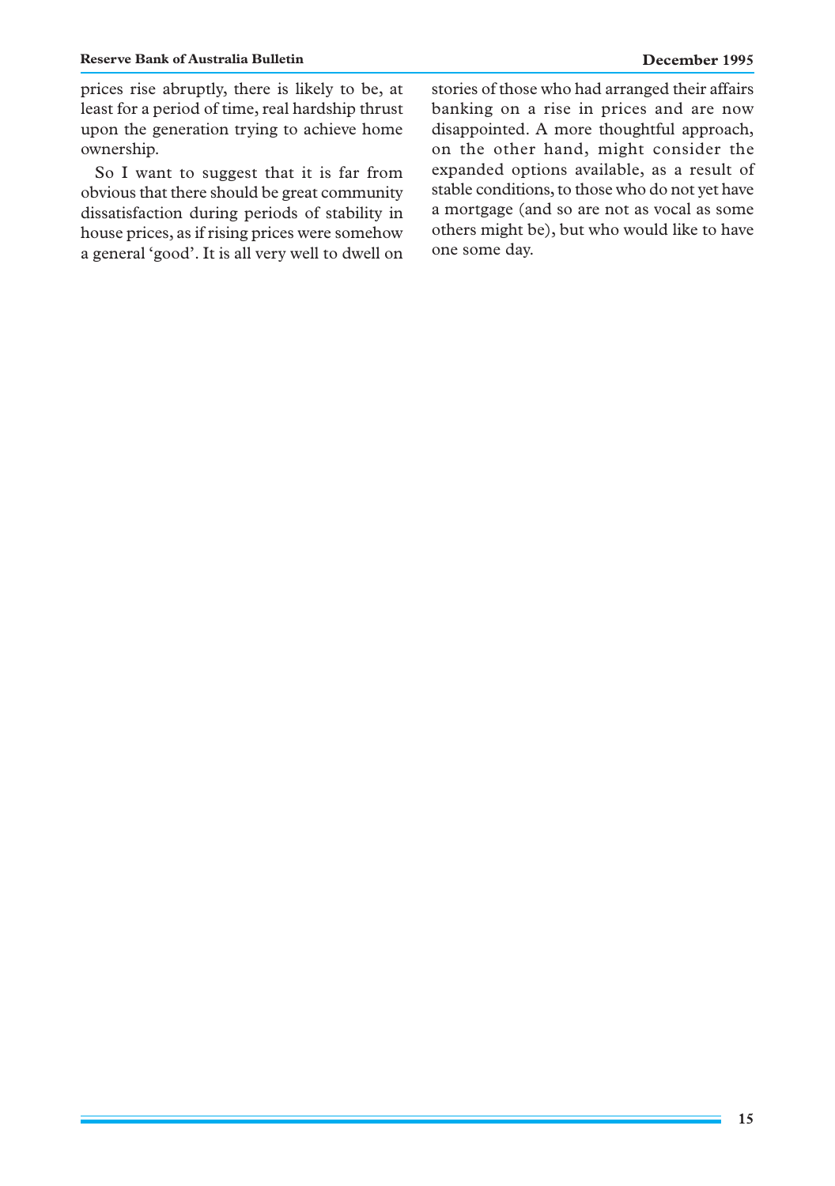prices rise abruptly, there is likely to be, at least for a period of time, real hardship thrust upon the generation trying to achieve home ownership.

So I want to suggest that it is far from obvious that there should be great community dissatisfaction during periods of stability in house prices, as if rising prices were somehow a general 'good'. It is all very well to dwell on stories of those who had arranged their affairs banking on a rise in prices and are now disappointed. A more thoughtful approach, on the other hand, might consider the expanded options available, as a result of stable conditions, to those who do not yet have a mortgage (and so are not as vocal as some others might be), but who would like to have one some day.